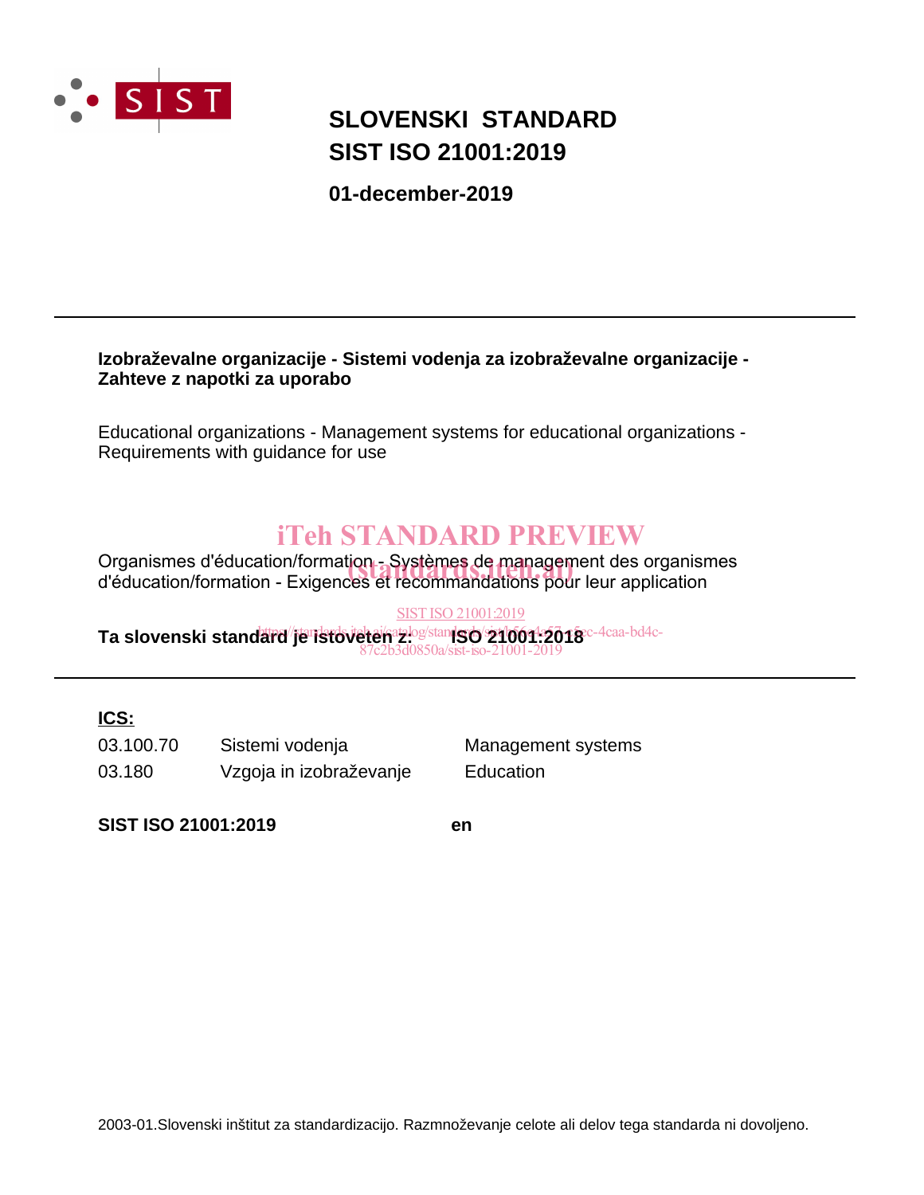# SLOVENSKI STANDARD
# SIST ISO 21001:2019

**01-december-2019**

---

**Izobraževalne organizacije - Sistemi vodenja za izobraževalne organizacije - Zahteve z napotki za uporabo**

Educational organizations - Management systems for educational organizations - Requirements with guidance for use

iTeh STANDARD PREVIEW
(standards.iteh.ai)

Organismes d'éducation/formation - Systèmes de management des organismes d'éducation/formation - Exigences et recommandations pour leur application

SIST ISO 21001:2019
https://standards.iteh.ai/catalog/standards/sist/a1f6a4e57-a5ec-4caa-bd4c-87c2b3d0850a/sist-iso-21001-2019

**Ta slovenski standard je istoveten z: ISO 21001:2018**

---

**ICS:**

| | | |
|---|---|---|
| 03.100.70 | Sistemi vodenja | Management systems |
| 03.180 | Vzgoja in izobraževanje | Education |

**SIST ISO 21001:2019** **en**

2003-01.Slovenski inštitut za standardizacijo. Razmnoževanje celote ali delov tega standarda ni dovoljeno.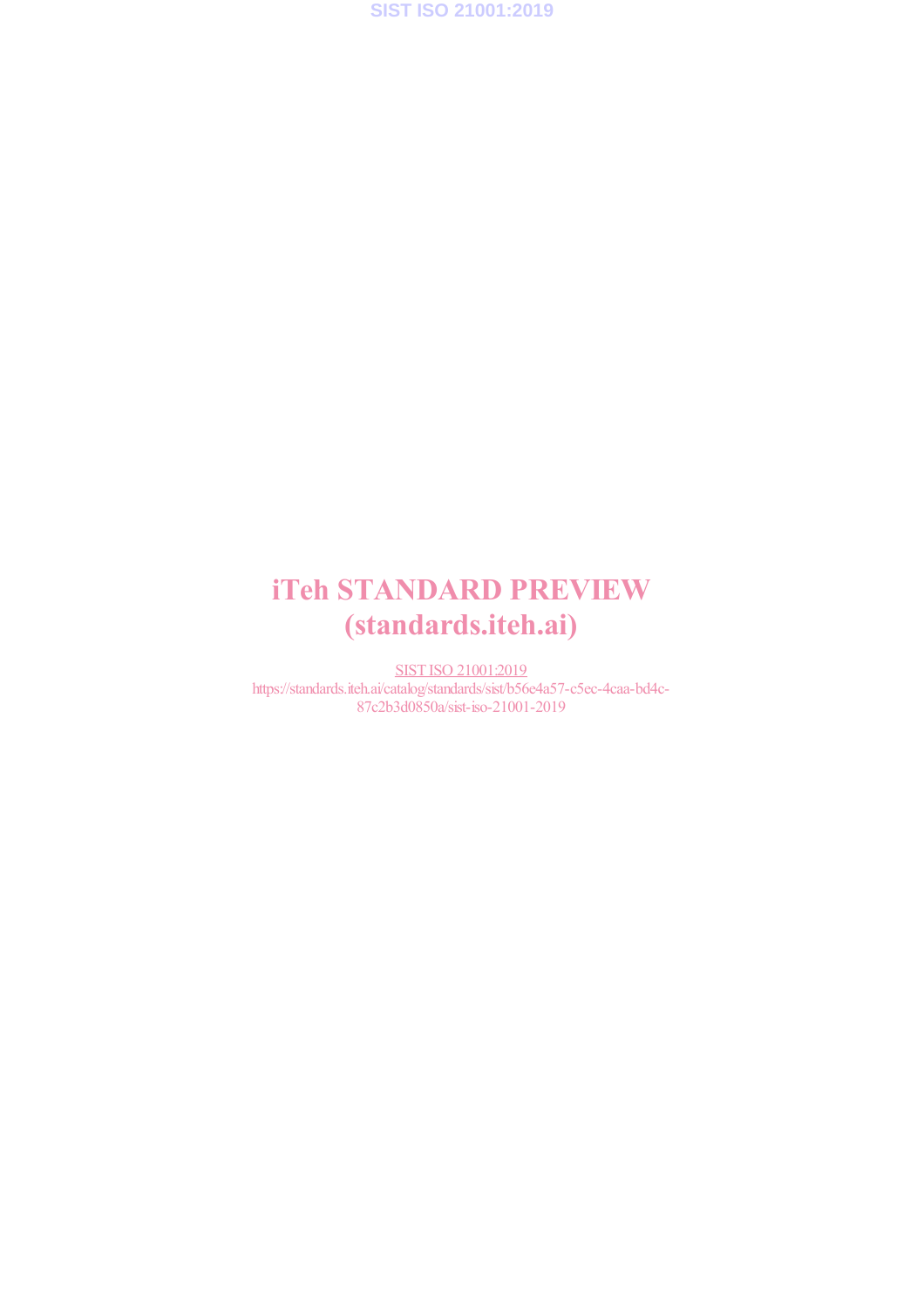iTeh STANDARD PREVIEW
(standards.iteh.ai)

SIST ISO 21001:2019
https://standards.iteh.ai/catalog/standards/sist/b56e4a57-c5ec-4caa-bd4c-87c2b3d0850a/sist-iso-21001-2019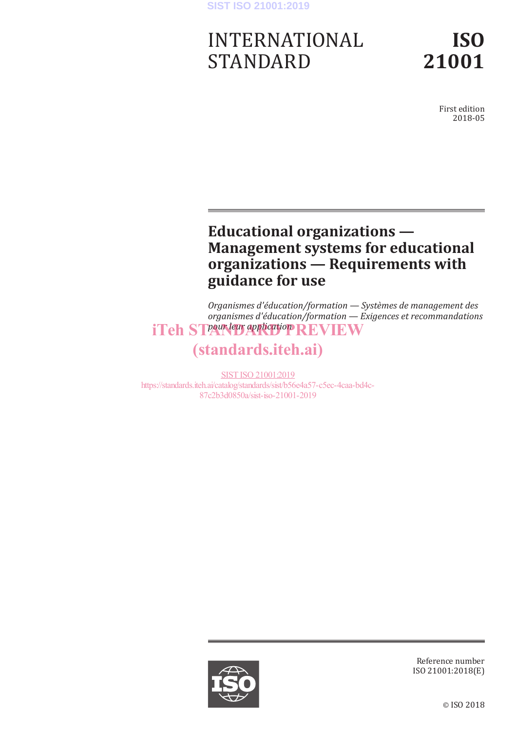# INTERNATIONAL STANDARD

# ISO 21001

First edition
2018-05

## Educational organizations — Management systems for educational organizations — Requirements with guidance for use

*Organismes d'éducation/formation — Systèmes de management des organismes d'éducation/formation — Exigences et recommandations pour leur application*

iTeh STANDARD PREVIEW
(standards.iteh.ai)

SIST ISO 21001:2019
https://standards.iteh.ai/catalog/standards/sist/b56e4a57-c5ec-4caa-bd4c-87c2b3d0850a/sist-iso-21001-2019

Reference number
ISO 21001:2018(E)

© ISO 2018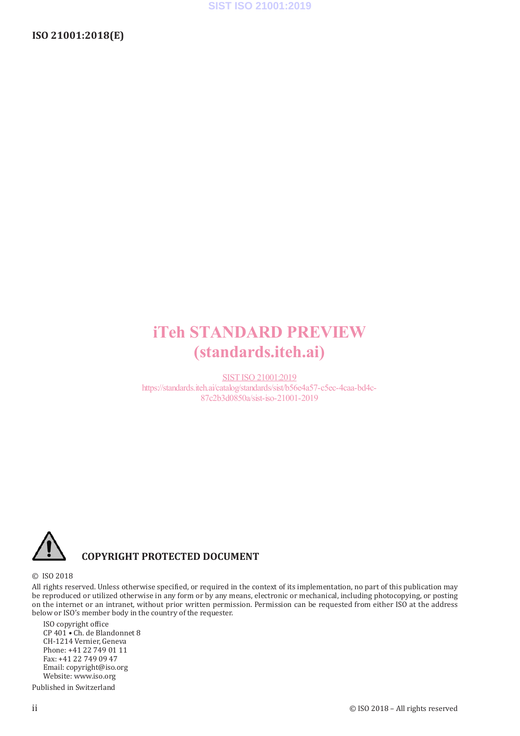iTeh STANDARD PREVIEW
(standards.iteh.ai)

SIST ISO 21001:2019
https://standards.iteh.ai/catalog/standards/sist/b56e4a57-c5ec-4caa-bd4c-87c2b3d0850a/sist-iso-21001-2019

**COPYRIGHT PROTECTED DOCUMENT**

© ISO 2018

All rights reserved. Unless otherwise specified, or required in the context of its implementation, no part of this publication may be reproduced or utilized otherwise in any form or by any means, electronic or mechanical, including photocopying, or posting on the internet or an intranet, without prior written permission. Permission can be requested from either ISO at the address below or ISO's member body in the country of the requester.

ISO copyright office
CP 401 • Ch. de Blandonnet 8
CH-1214 Vernier, Geneva
Phone: +41 22 749 01 11
Fax: +41 22 749 09 47
Email: copyright@iso.org
Website: www.iso.org

Published in Switzerland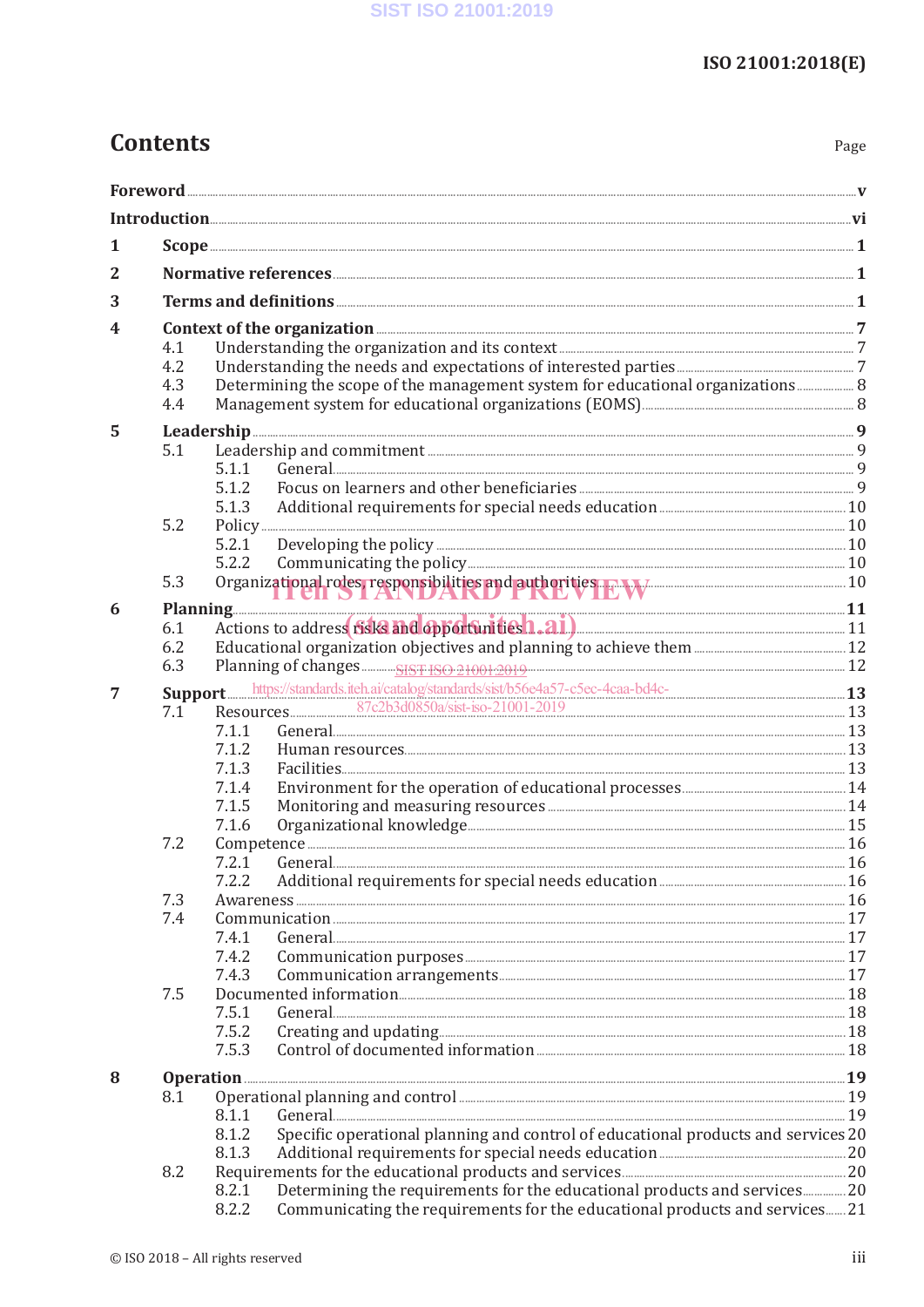# Contents

Page

**Foreword** .......... **v**

**Introduction** .......... **vi**

**1 Scope** .......... **1**

**2 Normative references** .......... **1**

**3 Terms and definitions** .......... **1**

**4 Context of the organization** .......... **7**
- 4.1 Understanding the organization and its context .......... 7
- 4.2 Understanding the needs and expectations of interested parties .......... 7
- 4.3 Determining the scope of the management system for educational organizations .......... 8
- 4.4 Management system for educational organizations (EOMS) .......... 8

**5 Leadership** .......... **9**
- 5.1 Leadership and commitment .......... 9
  - 5.1.1 General .......... 9
  - 5.1.2 Focus on learners and other beneficiaries .......... 9
  - 5.1.3 Additional requirements for special needs education .......... 10
- 5.2 Policy .......... 10
  - 5.2.1 Developing the policy .......... 10
  - 5.2.2 Communicating the policy .......... 10
- 5.3 Organizational roles, responsibilities and authorities .......... 10

**6 Planning** .......... **11**
- 6.1 Actions to address risks and opportunities .......... 11
- 6.2 Educational organization objectives and planning to achieve them .......... 12
- 6.3 Planning of changes .......... 12

**7 Support** .......... **13**
- 7.1 Resources .......... 13
  - 7.1.1 General .......... 13
  - 7.1.2 Human resources .......... 13
  - 7.1.3 Facilities .......... 13
  - 7.1.4 Environment for the operation of educational processes .......... 14
  - 7.1.5 Monitoring and measuring resources .......... 14
  - 7.1.6 Organizational knowledge .......... 15
- 7.2 Competence .......... 16
  - 7.2.1 General .......... 16
  - 7.2.2 Additional requirements for special needs education .......... 16
- 7.3 Awareness .......... 16
- 7.4 Communication .......... 17
  - 7.4.1 General .......... 17
  - 7.4.2 Communication purposes .......... 17
  - 7.4.3 Communication arrangements .......... 17
- 7.5 Documented information .......... 18
  - 7.5.1 General .......... 18
  - 7.5.2 Creating and updating .......... 18
  - 7.5.3 Control of documented information .......... 18

**8 Operation** .......... **19**
- 8.1 Operational planning and control .......... 19
  - 8.1.1 General .......... 19
  - 8.1.2 Specific operational planning and control of educational products and services .......... 20
  - 8.1.3 Additional requirements for special needs education .......... 20
- 8.2 Requirements for the educational products and services .......... 20
  - 8.2.1 Determining the requirements for the educational products and services .......... 20
  - 8.2.2 Communicating the requirements for the educational products and services .......... 21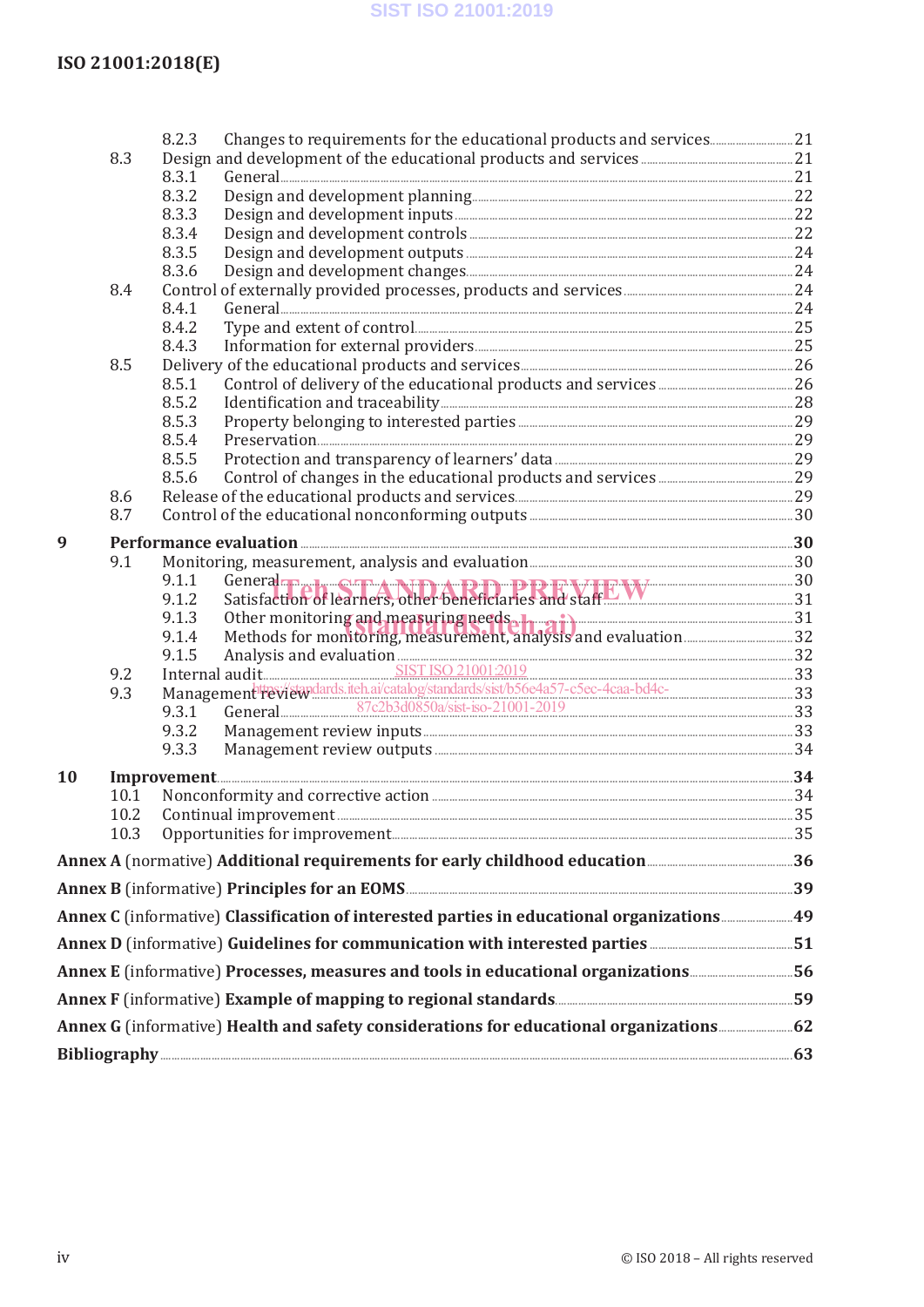8.2.3 Changes to requirements for the educational products and services ... 21

8.3 Design and development of the educational products and services ... 21

8.3.1 General ... 21

8.3.2 Design and development planning ... 22

8.3.3 Design and development inputs ... 22

8.3.4 Design and development controls ... 22

8.3.5 Design and development outputs ... 24

8.3.6 Design and development changes ... 24

8.4 Control of externally provided processes, products and services ... 24

8.4.1 General ... 24

8.4.2 Type and extent of control ... 25

8.4.3 Information for external providers ... 25

8.5 Delivery of the educational products and services ... 26

8.5.1 Control of delivery of the educational products and services ... 26

8.5.2 Identification and traceability ... 28

8.5.3 Property belonging to interested parties ... 29

8.5.4 Preservation ... 29

8.5.5 Protection and transparency of learners' data ... 29

8.5.6 Control of changes in the educational products and services ... 29

8.6 Release of the educational products and services ... 29

8.7 Control of the educational nonconforming outputs ... 30

**9 Performance evaluation ... 30**

9.1 Monitoring, measurement, analysis and evaluation ... 30

9.1.1 General ... 30

9.1.2 Satisfaction of learners, other beneficiaries and staff ... 31

9.1.3 Other monitoring and measuring needs ... 31

9.1.4 Methods for monitoring, measurement, analysis and evaluation ... 32

9.1.5 Analysis and evaluation ... 32

9.2 Internal audit ... 33

9.3 Management review ... 33

9.3.1 General ... 33

9.3.2 Management review inputs ... 33

9.3.3 Management review outputs ... 34

**10 Improvement ... 34**

10.1 Nonconformity and corrective action ... 34

10.2 Continual improvement ... 35

10.3 Opportunities for improvement ... 35

**Annex A** (normative) **Additional requirements for early childhood education ... 36**

**Annex B** (informative) **Principles for an EOMS ... 39**

**Annex C** (informative) **Classification of interested parties in educational organizations ... 49**

**Annex D** (informative) **Guidelines for communication with interested parties ... 51**

**Annex E** (informative) **Processes, measures and tools in educational organizations ... 56**

**Annex F** (informative) **Example of mapping to regional standards ... 59**

**Annex G** (informative) **Health and safety considerations for educational organizations ... 62**

**Bibliography ... 63**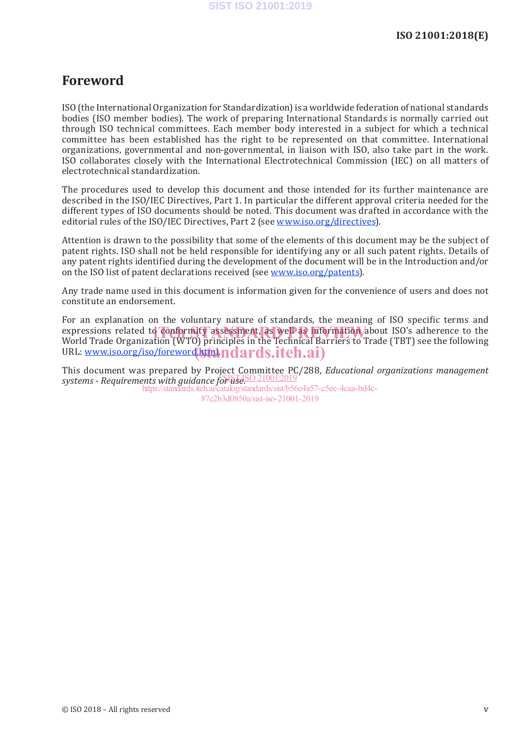# Foreword

ISO (the International Organization for Standardization) is a worldwide federation of national standards bodies (ISO member bodies). The work of preparing International Standards is normally carried out through ISO technical committees. Each member body interested in a subject for which a technical committee has been established has the right to be represented on that committee. International organizations, governmental and non-governmental, in liaison with ISO, also take part in the work. ISO collaborates closely with the International Electrotechnical Commission (IEC) on all matters of electrotechnical standardization.

The procedures used to develop this document and those intended for its further maintenance are described in the ISO/IEC Directives, Part 1. In particular the different approval criteria needed for the different types of ISO documents should be noted. This document was drafted in accordance with the editorial rules of the ISO/IEC Directives, Part 2 (see www.iso.org/directives).

Attention is drawn to the possibility that some of the elements of this document may be the subject of patent rights. ISO shall not be held responsible for identifying any or all such patent rights. Details of any patent rights identified during the development of the document will be in the Introduction and/or on the ISO list of patent declarations received (see www.iso.org/patents).

Any trade name used in this document is information given for the convenience of users and does not constitute an endorsement.

For an explanation on the voluntary nature of standards, the meaning of ISO specific terms and expressions related to conformity assessment, as well as information about ISO's adherence to the World Trade Organization (WTO) principles in the Technical Barriers to Trade (TBT) see the following URL: www.iso.org/iso/foreword.html.

This document was prepared by Project Committee PC/288, *Educational organizations management systems - Requirements with guidance for use*.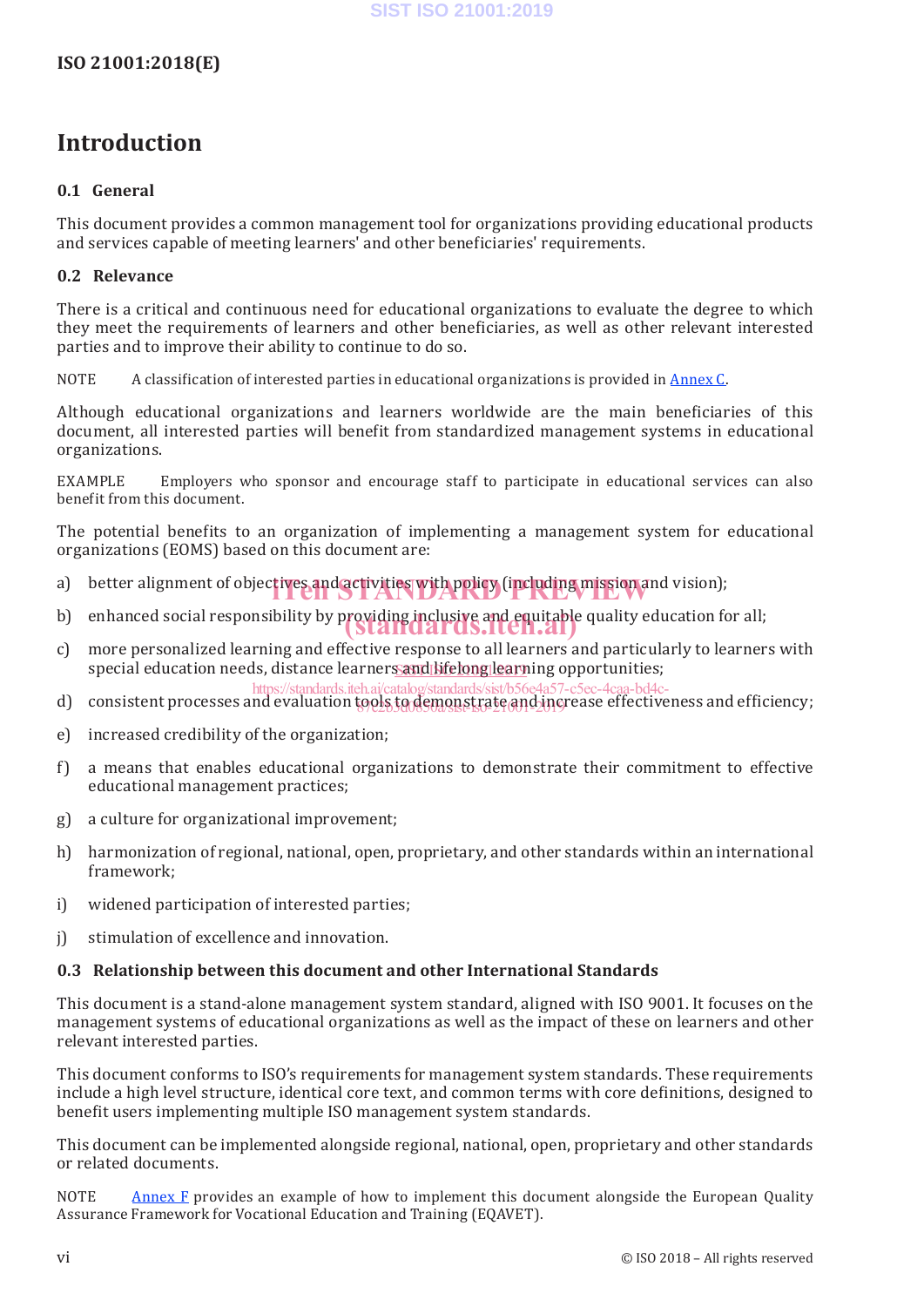# Introduction

## 0.1 General

This document provides a common management tool for organizations providing educational products and services capable of meeting learners' and other beneficiaries' requirements.

## 0.2 Relevance

There is a critical and continuous need for educational organizations to evaluate the degree to which they meet the requirements of learners and other beneficiaries, as well as other relevant interested parties and to improve their ability to continue to do so.

NOTE A classification of interested parties in educational organizations is provided in Annex C.

Although educational organizations and learners worldwide are the main beneficiaries of this document, all interested parties will benefit from standardized management systems in educational organizations.

EXAMPLE Employers who sponsor and encourage staff to participate in educational services can also benefit from this document.

The potential benefits to an organization of implementing a management system for educational organizations (EOMS) based on this document are:

a) better alignment of objectives and activities with policy (including mission and vision);

b) enhanced social responsibility by providing inclusive and equitable quality education for all;

c) more personalized learning and effective response to all learners and particularly to learners with special education needs, distance learners and lifelong learning opportunities;

d) consistent processes and evaluation tools to demonstrate and increase effectiveness and efficiency;

e) increased credibility of the organization;

f) a means that enables educational organizations to demonstrate their commitment to effective educational management practices;

g) a culture for organizational improvement;

h) harmonization of regional, national, open, proprietary, and other standards within an international framework;

i) widened participation of interested parties;

j) stimulation of excellence and innovation.

## 0.3 Relationship between this document and other International Standards

This document is a stand-alone management system standard, aligned with ISO 9001. It focuses on the management systems of educational organizations as well as the impact of these on learners and other relevant interested parties.

This document conforms to ISO's requirements for management system standards. These requirements include a high level structure, identical core text, and common terms with core definitions, designed to benefit users implementing multiple ISO management system standards.

This document can be implemented alongside regional, national, open, proprietary and other standards or related documents.

NOTE Annex F provides an example of how to implement this document alongside the European Quality Assurance Framework for Vocational Education and Training (EQAVET).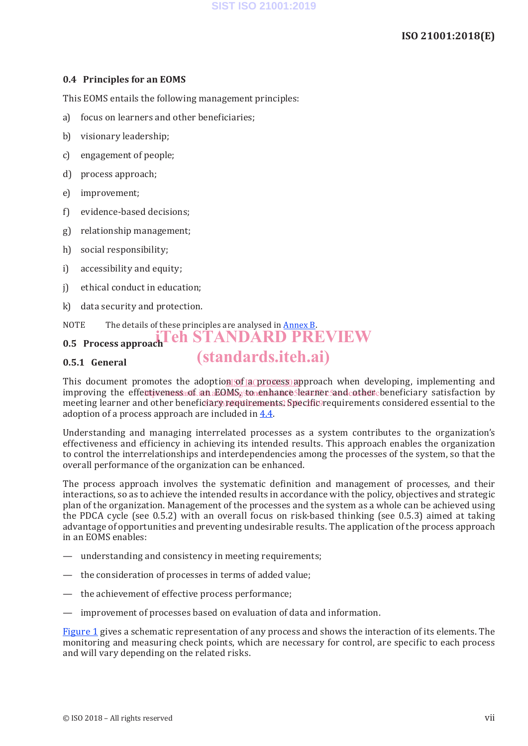## 0.4 Principles for an EOMS

This EOMS entails the following management principles:

a) focus on learners and other beneficiaries;

b) visionary leadership;

c) engagement of people;

d) process approach;

e) improvement;

f) evidence-based decisions;

g) relationship management;

h) social responsibility;

i) accessibility and equity;

j) ethical conduct in education;

k) data security and protection.

NOTE The details of these principles are analysed in Annex B.

## 0.5 Process approach

### 0.5.1 General

This document promotes the adoption of a process approach when developing, implementing and improving the effectiveness of an EOMS, to enhance learner and other beneficiary satisfaction by meeting learner and other beneficiary requirements. Specific requirements considered essential to the adoption of a process approach are included in 4.4.

Understanding and managing interrelated processes as a system contributes to the organization's effectiveness and efficiency in achieving its intended results. This approach enables the organization to control the interrelationships and interdependencies among the processes of the system, so that the overall performance of the organization can be enhanced.

The process approach involves the systematic definition and management of processes, and their interactions, so as to achieve the intended results in accordance with the policy, objectives and strategic plan of the organization. Management of the processes and the system as a whole can be achieved using the PDCA cycle (see 0.5.2) with an overall focus on risk-based thinking (see 0.5.3) aimed at taking advantage of opportunities and preventing undesirable results. The application of the process approach in an EOMS enables:

— understanding and consistency in meeting requirements;

— the consideration of processes in terms of added value;

— the achievement of effective process performance;

— improvement of processes based on evaluation of data and information.

Figure 1 gives a schematic representation of any process and shows the interaction of its elements. The monitoring and measuring check points, which are necessary for control, are specific to each process and will vary depending on the related risks.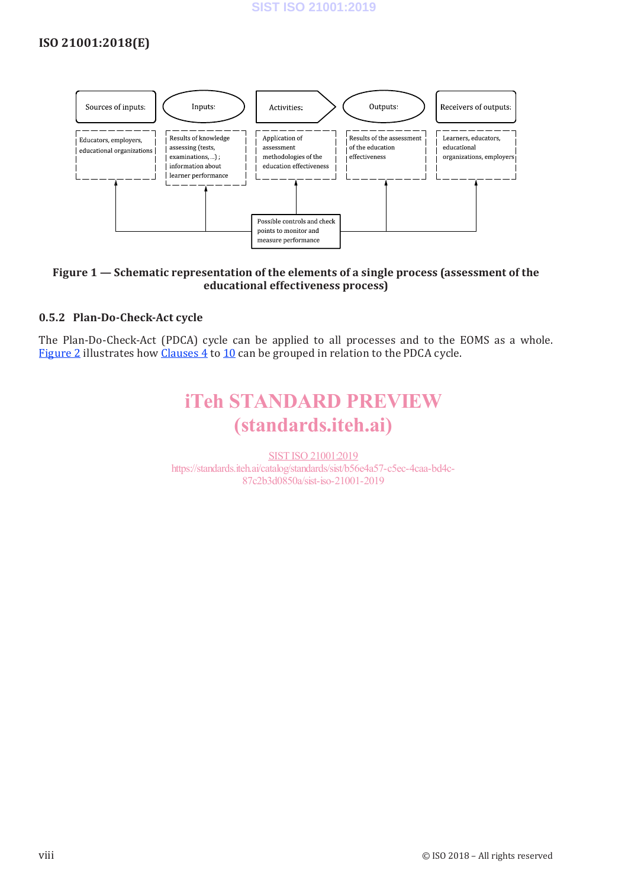| Sources of inputs: | Inputs: | Activities: | Outputs: | Receivers of outputs: |
|---|---|---|---|---|
| Educators, employers, educational organizations | Results of knowledge assessing (tests, examinations, ...) ; information about learner performance | Application of assessment methodologies of the education effectiveness | Results of the assessment of the education effectiveness | Learners, educators, educational organizations, employers |

Possible controls and check points to monitor and measure performance

**Figure 1 — Schematic representation of the elements of a single process (assessment of the educational effectiveness process)**

### 0.5.2 Plan-Do-Check-Act cycle

The Plan-Do-Check-Act (PDCA) cycle can be applied to all processes and to the EOMS as a whole. Figure 2 illustrates how Clauses 4 to 10 can be grouped in relation to the PDCA cycle.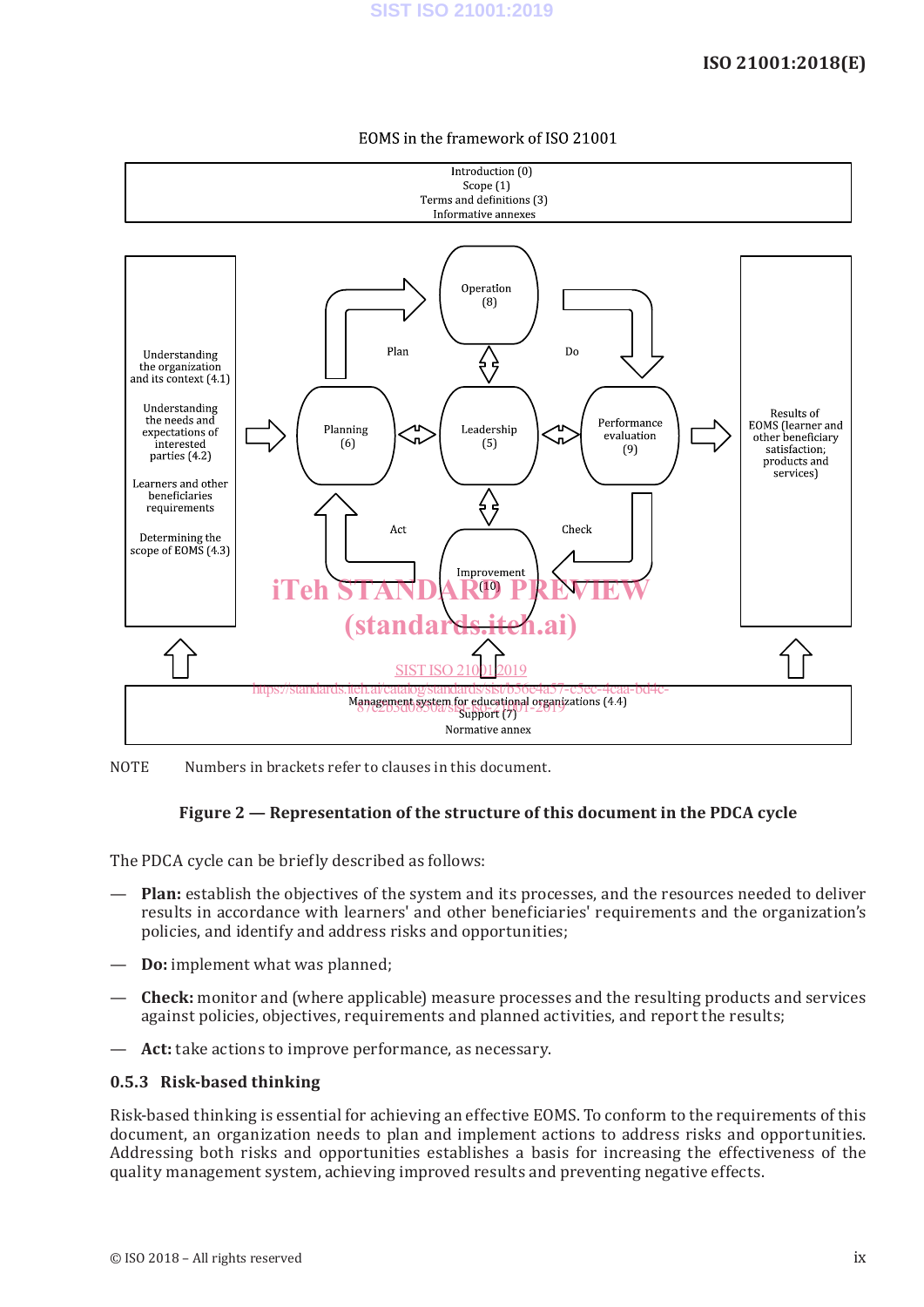EOMS in the framework of ISO 21001

Introduction (0)
Scope (1)
Terms and definitions (3)
Informative annexes

Understanding the organization and its context (4.1)

Understanding the needs and expectations of interested parties (4.2)

Learners and other beneficiaries requirements

Determining the scope of EOMS (4.3)

Operation (8)

Plan

Do

Planning (6)

Leadership (5)

Performance evaluation (9)

Act

Check

Improvement (10)

Results of EOMS (learner and other beneficiary satisfaction; products and services)

Management system for educational organizations (4.4)
Support (7)
Normative annex

NOTE Numbers in brackets refer to clauses in this document.

**Figure 2 — Representation of the structure of this document in the PDCA cycle**

The PDCA cycle can be briefly described as follows:

— **Plan:** establish the objectives of the system and its processes, and the resources needed to deliver results in accordance with learners' and other beneficiaries' requirements and the organization's policies, and identify and address risks and opportunities;

— **Do:** implement what was planned;

— **Check:** monitor and (where applicable) measure processes and the resulting products and services against policies, objectives, requirements and planned activities, and report the results;

— **Act:** take actions to improve performance, as necessary.

### 0.5.3 Risk-based thinking

Risk-based thinking is essential for achieving an effective EOMS. To conform to the requirements of this document, an organization needs to plan and implement actions to address risks and opportunities. Addressing both risks and opportunities establishes a basis for increasing the effectiveness of the quality management system, achieving improved results and preventing negative effects.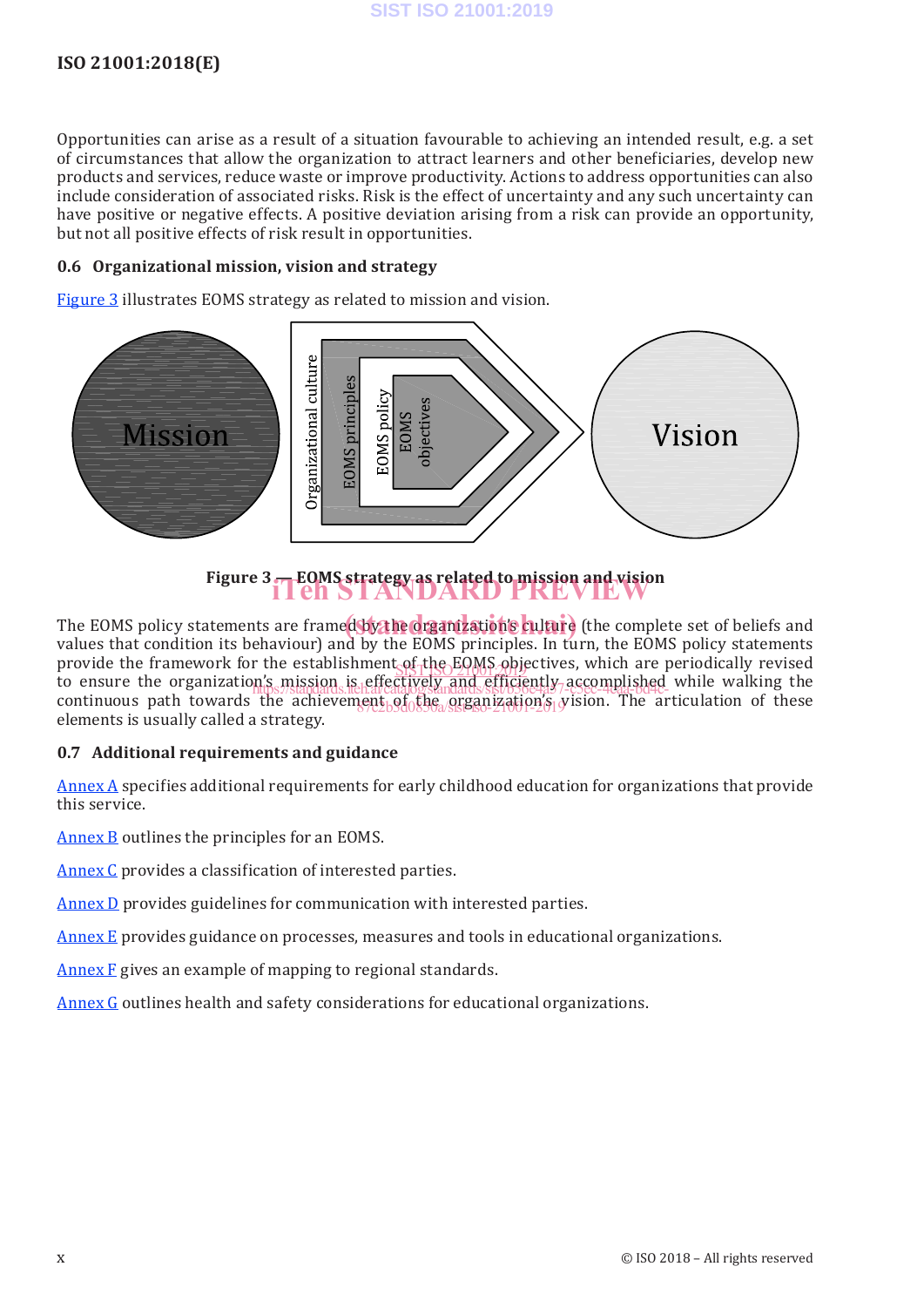Opportunities can arise as a result of a situation favourable to achieving an intended result, e.g. a set of circumstances that allow the organization to attract learners and other beneficiaries, develop new products and services, reduce waste or improve productivity. Actions to address opportunities can also include consideration of associated risks. Risk is the effect of uncertainty and any such uncertainty can have positive or negative effects. A positive deviation arising from a risk can provide an opportunity, but not all positive effects of risk result in opportunities.

### 0.6 Organizational mission, vision and strategy

Figure 3 illustrates EOMS strategy as related to mission and vision.

Mission | Organizational culture | EOMS principles | EOMS policy | EOMS objectives | Vision

**Figure 3 — EOMS strategy as related to mission and vision**

The EOMS policy statements are framed by the organization's culture (the complete set of beliefs and values that condition its behaviour) and by the EOMS principles. In turn, the EOMS policy statements provide the framework for the establishment of the EOMS objectives, which are periodically revised to ensure the organization's mission is effectively and efficiently accomplished while walking the continuous path towards the achievement of the organization's vision. The articulation of these elements is usually called a strategy.

### 0.7 Additional requirements and guidance

Annex A specifies additional requirements for early childhood education for organizations that provide this service.

Annex B outlines the principles for an EOMS.

Annex C provides a classification of interested parties.

Annex D provides guidelines for communication with interested parties.

Annex E provides guidance on processes, measures and tools in educational organizations.

Annex F gives an example of mapping to regional standards.

Annex G outlines health and safety considerations for educational organizations.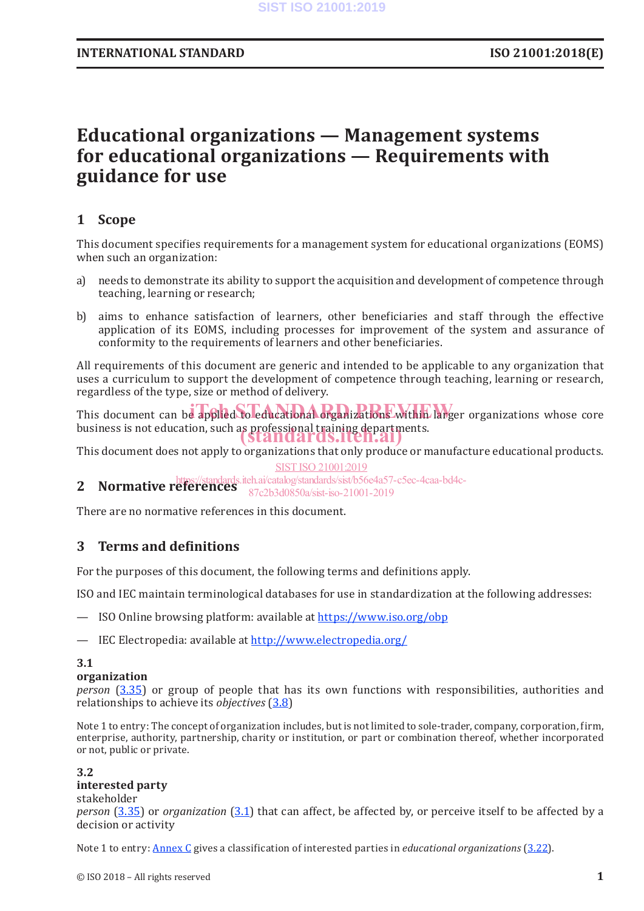# Educational organizations — Management systems for educational organizations — Requirements with guidance for use

## 1 Scope

This document specifies requirements for a management system for educational organizations (EOMS) when such an organization:

a) needs to demonstrate its ability to support the acquisition and development of competence through teaching, learning or research;

b) aims to enhance satisfaction of learners, other beneficiaries and staff through the effective application of its EOMS, including processes for improvement of the system and assurance of conformity to the requirements of learners and other beneficiaries.

All requirements of this document are generic and intended to be applicable to any organization that uses a curriculum to support the development of competence through teaching, learning or research, regardless of the type, size or method of delivery.

This document can be applied to educational organizations within larger organizations whose core business is not education, such as professional training departments.

This document does not apply to organizations that only produce or manufacture educational products.

## 2 Normative references

There are no normative references in this document.

## 3 Terms and definitions

For the purposes of this document, the following terms and definitions apply.

ISO and IEC maintain terminological databases for use in standardization at the following addresses:

— ISO Online browsing platform: available at https://www.iso.org/obp

— IEC Electropedia: available at http://www.electropedia.org/

**3.1**
**organization**
*person* (3.35) or group of people that has its own functions with responsibilities, authorities and relationships to achieve its *objectives* (3.8)

Note 1 to entry: The concept of organization includes, but is not limited to sole-trader, company, corporation, firm, enterprise, authority, partnership, charity or institution, or part or combination thereof, whether incorporated or not, public or private.

**3.2**
**interested party**
stakeholder
*person* (3.35) or *organization* (3.1) that can affect, be affected by, or perceive itself to be affected by a decision or activity

Note 1 to entry: Annex C gives a classification of interested parties in *educational organizations* (3.22).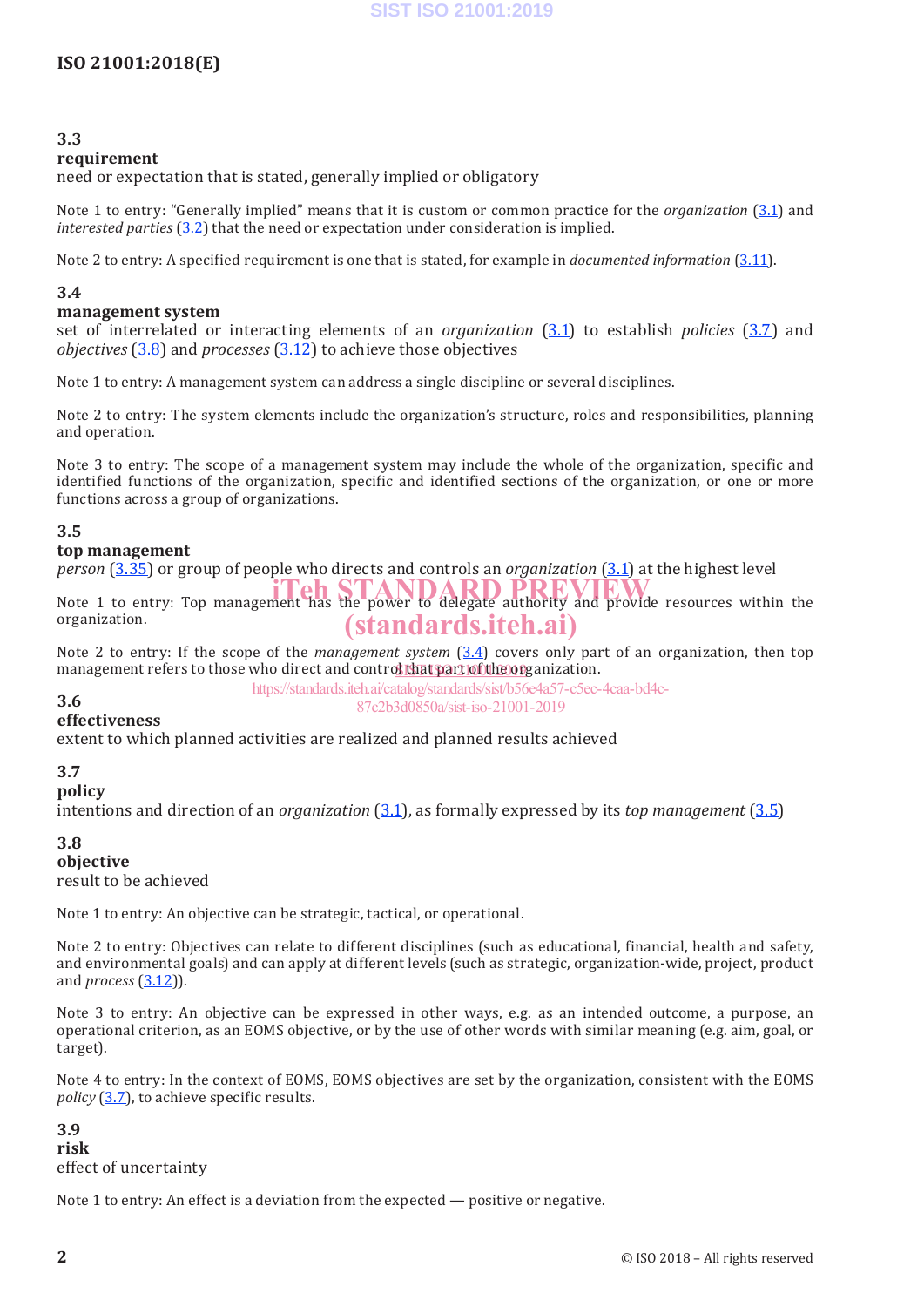### 3.3
**requirement**
need or expectation that is stated, generally implied or obligatory

Note 1 to entry: "Generally implied" means that it is custom or common practice for the *organization* (3.1) and *interested parties* (3.2) that the need or expectation under consideration is implied.

Note 2 to entry: A specified requirement is one that is stated, for example in *documented information* (3.11).

### 3.4
**management system**
set of interrelated or interacting elements of an *organization* (3.1) to establish *policies* (3.7) and *objectives* (3.8) and *processes* (3.12) to achieve those objectives

Note 1 to entry: A management system can address a single discipline or several disciplines.

Note 2 to entry: The system elements include the organization's structure, roles and responsibilities, planning and operation.

Note 3 to entry: The scope of a management system may include the whole of the organization, specific and identified functions of the organization, specific and identified sections of the organization, or one or more functions across a group of organizations.

### 3.5
**top management**
*person* (3.35) or group of people who directs and controls an *organization* (3.1) at the highest level

Note 1 to entry: Top management has the power to delegate authority and provide resources within the organization.

Note 2 to entry: If the scope of the *management system* (3.4) covers only part of an organization, then top management refers to those who direct and control that part of the organization.

### 3.6
**effectiveness**
extent to which planned activities are realized and planned results achieved

### 3.7
**policy**
intentions and direction of an *organization* (3.1), as formally expressed by its *top management* (3.5)

### 3.8
**objective**
result to be achieved

Note 1 to entry: An objective can be strategic, tactical, or operational.

Note 2 to entry: Objectives can relate to different disciplines (such as educational, financial, health and safety, and environmental goals) and can apply at different levels (such as strategic, organization-wide, project, product and *process* (3.12)).

Note 3 to entry: An objective can be expressed in other ways, e.g. as an intended outcome, a purpose, an operational criterion, as an EOMS objective, or by the use of other words with similar meaning (e.g. aim, goal, or target).

Note 4 to entry: In the context of EOMS, EOMS objectives are set by the organization, consistent with the EOMS *policy* (3.7), to achieve specific results.

### 3.9
**risk**
effect of uncertainty

Note 1 to entry: An effect is a deviation from the expected — positive or negative.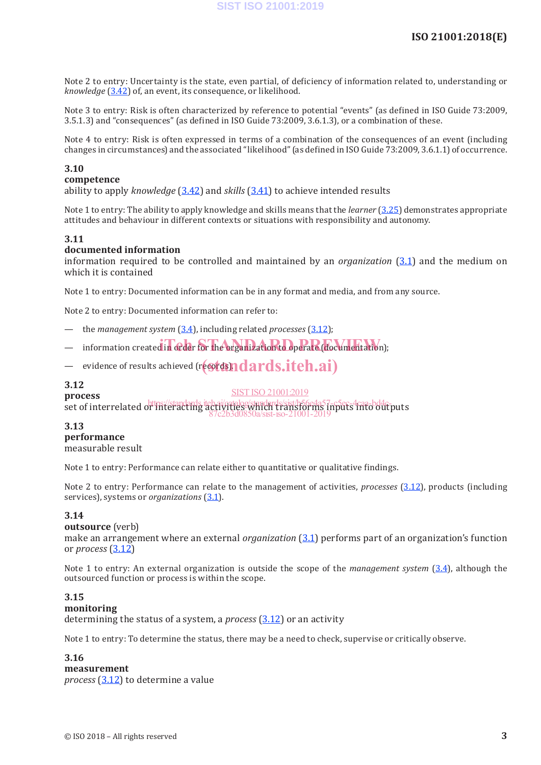Note 2 to entry: Uncertainty is the state, even partial, of deficiency of information related to, understanding or *knowledge* (3.42) of, an event, its consequence, or likelihood.

Note 3 to entry: Risk is often characterized by reference to potential "events" (as defined in ISO Guide 73:2009, 3.5.1.3) and "consequences" (as defined in ISO Guide 73:2009, 3.6.1.3), or a combination of these.

Note 4 to entry: Risk is often expressed in terms of a combination of the consequences of an event (including changes in circumstances) and the associated "likelihood" (as defined in ISO Guide 73:2009, 3.6.1.1) of occurrence.

**3.10**
**competence**
ability to apply *knowledge* (3.42) and *skills* (3.41) to achieve intended results

Note 1 to entry: The ability to apply knowledge and skills means that the *learner* (3.25) demonstrates appropriate attitudes and behaviour in different contexts or situations with responsibility and autonomy.

**3.11**
**documented information**
information required to be controlled and maintained by an *organization* (3.1) and the medium on which it is contained

Note 1 to entry: Documented information can be in any format and media, and from any source.

Note 2 to entry: Documented information can refer to:

— the *management system* (3.4), including related *processes* (3.12);

— information created in order for the organization to operate (documentation);

— evidence of results achieved (records).

**3.12**
**process**
set of interrelated or interacting activities which transforms inputs into outputs

**3.13**
**performance**
measurable result

Note 1 to entry: Performance can relate either to quantitative or qualitative findings.

Note 2 to entry: Performance can relate to the management of activities, *processes* (3.12), products (including services), systems or *organizations* (3.1).

**3.14**
**outsource** (verb)
make an arrangement where an external *organization* (3.1) performs part of an organization's function or *process* (3.12)

Note 1 to entry: An external organization is outside the scope of the *management system* (3.4), although the outsourced function or process is within the scope.

**3.15**
**monitoring**
determining the status of a system, a *process* (3.12) or an activity

Note 1 to entry: To determine the status, there may be a need to check, supervise or critically observe.

**3.16**
**measurement**
*process* (3.12) to determine a value